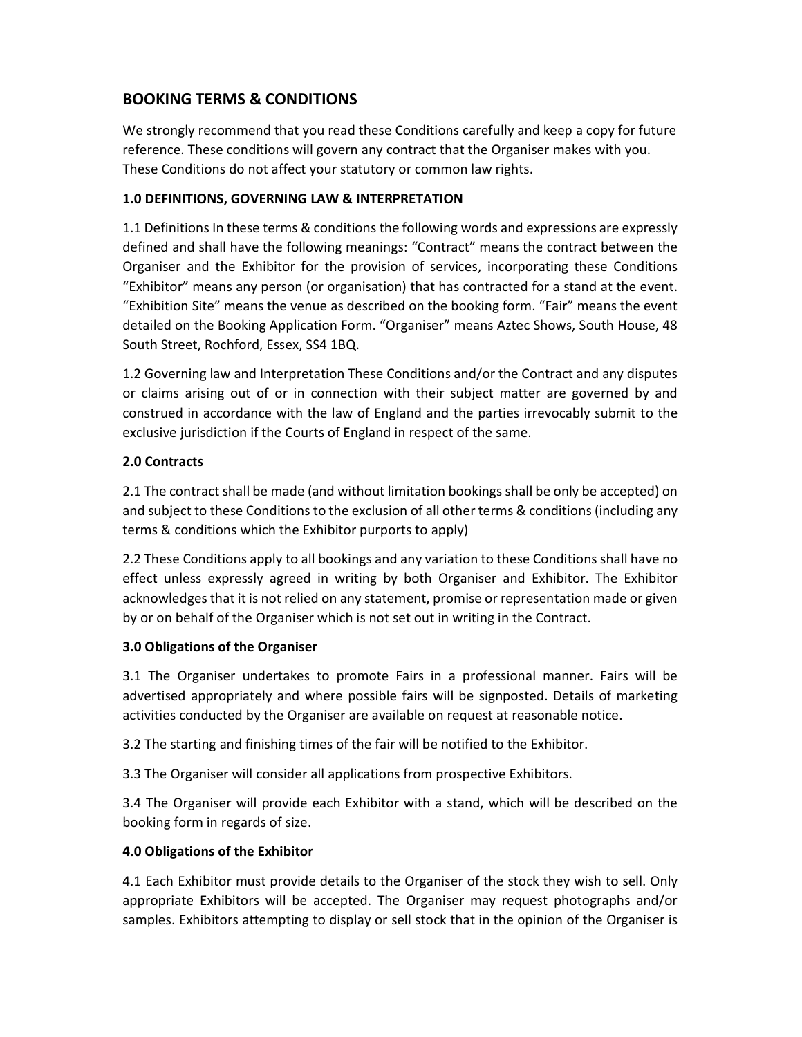## BOOKING TERMS & CONDITIONS

We strongly recommend that you read these Conditions carefully and keep a copy for future reference. These conditions will govern any contract that the Organiser makes with you. These Conditions do not affect your statutory or common law rights.

### 1.0 DEFINITIONS, GOVERNING LAW & INTERPRETATION

1.1 Definitions In these terms & conditions the following words and expressions are expressly defined and shall have the following meanings: "Contract" means the contract between the Organiser and the Exhibitor for the provision of services, incorporating these Conditions "Exhibitor" means any person (or organisation) that has contracted for a stand at the event. "Exhibition Site" means the venue as described on the booking form. "Fair" means the event detailed on the Booking Application Form. "Organiser" means Aztec Shows, South House, 48 South Street, Rochford, Essex, SS4 1BQ.

1.2 Governing law and Interpretation These Conditions and/or the Contract and any disputes or claims arising out of or in connection with their subject matter are governed by and construed in accordance with the law of England and the parties irrevocably submit to the exclusive jurisdiction if the Courts of England in respect of the same.

### 2.0 Contracts

2.1 The contract shall be made (and without limitation bookings shall be only be accepted) on and subject to these Conditions to the exclusion of all other terms & conditions (including any terms & conditions which the Exhibitor purports to apply)

2.2 These Conditions apply to all bookings and any variation to these Conditions shall have no effect unless expressly agreed in writing by both Organiser and Exhibitor. The Exhibitor acknowledges that it is not relied on any statement, promise or representation made or given by or on behalf of the Organiser which is not set out in writing in the Contract.

### 3.0 Obligations of the Organiser

3.1 The Organiser undertakes to promote Fairs in a professional manner. Fairs will be advertised appropriately and where possible fairs will be signposted. Details of marketing activities conducted by the Organiser are available on request at reasonable notice.

3.2 The starting and finishing times of the fair will be notified to the Exhibitor.

3.3 The Organiser will consider all applications from prospective Exhibitors.

3.4 The Organiser will provide each Exhibitor with a stand, which will be described on the booking form in regards of size.

### 4.0 Obligations of the Exhibitor

4.1 Each Exhibitor must provide details to the Organiser of the stock they wish to sell. Only appropriate Exhibitors will be accepted. The Organiser may request photographs and/or samples. Exhibitors attempting to display or sell stock that in the opinion of the Organiser is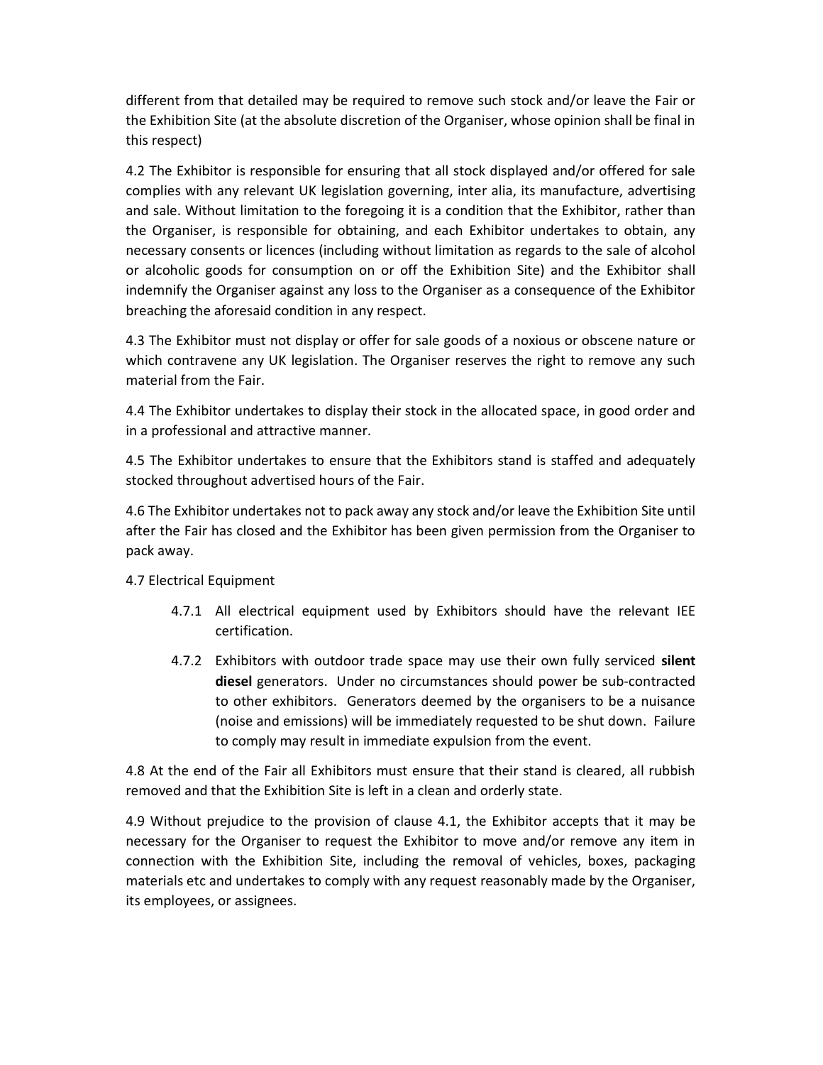different from that detailed may be required to remove such stock and/or leave the Fair or the Exhibition Site (at the absolute discretion of the Organiser, whose opinion shall be final in this respect)

4.2 The Exhibitor is responsible for ensuring that all stock displayed and/or offered for sale complies with any relevant UK legislation governing, inter alia, its manufacture, advertising and sale. Without limitation to the foregoing it is a condition that the Exhibitor, rather than the Organiser, is responsible for obtaining, and each Exhibitor undertakes to obtain, any necessary consents or licences (including without limitation as regards to the sale of alcohol or alcoholic goods for consumption on or off the Exhibition Site) and the Exhibitor shall indemnify the Organiser against any loss to the Organiser as a consequence of the Exhibitor breaching the aforesaid condition in any respect.

4.3 The Exhibitor must not display or offer for sale goods of a noxious or obscene nature or which contravene any UK legislation. The Organiser reserves the right to remove any such material from the Fair.

4.4 The Exhibitor undertakes to display their stock in the allocated space, in good order and in a professional and attractive manner.

4.5 The Exhibitor undertakes to ensure that the Exhibitors stand is staffed and adequately stocked throughout advertised hours of the Fair.

4.6 The Exhibitor undertakes not to pack away any stock and/or leave the Exhibition Site until after the Fair has closed and the Exhibitor has been given permission from the Organiser to pack away.

4.7 Electrical Equipment

- 4.7.1 All electrical equipment used by Exhibitors should have the relevant IEE certification.
- 4.7.2 Exhibitors with outdoor trade space may use their own fully serviced **silent diesel** generators. Under no circumstances should power be sub-contracted to other exhibitors. Generators deemed by the organisers to be a nuisance (noise and emissions) will be immediately requested to be shut down. Failure to comply may result in immediate expulsion from the event.

4.8 At the end of the Fair all Exhibitors must ensure that their stand is cleared, all rubbish removed and that the Exhibition Site is left in a clean and orderly state.

4.9 Without prejudice to the provision of clause 4.1, the Exhibitor accepts that it may be necessary for the Organiser to request the Exhibitor to move and/or remove any item in connection with the Exhibition Site, including the removal of vehicles, boxes, packaging materials etc and undertakes to comply with any request reasonably made by the Organiser, its employees, or assignees.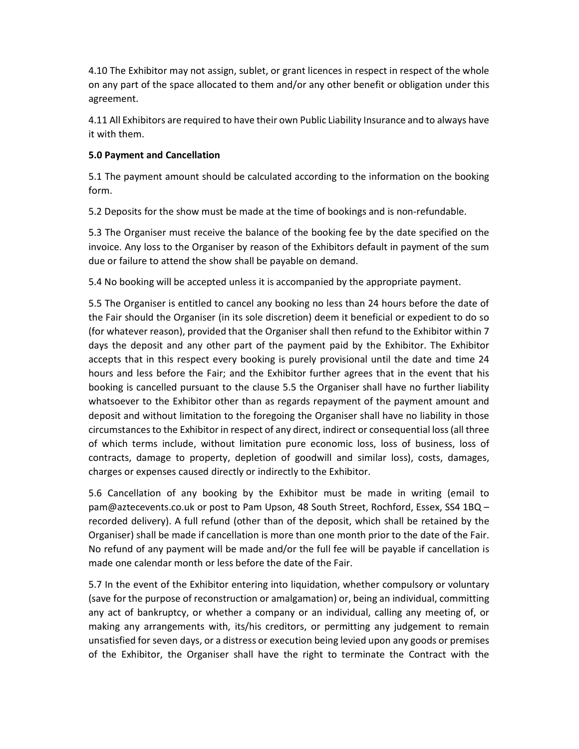4.10 The Exhibitor may not assign, sublet, or grant licences in respect in respect of the whole on any part of the space allocated to them and/or any other benefit or obligation under this agreement.

4.11 All Exhibitors are required to have their own Public Liability Insurance and to always have it with them.

**5.0 Payment and Cancellation**

5.1 The payment amount should be calculated according to the information on the booking form.

5.2 Deposits for the show must be made at the time of bookings and is non-refundable.

5.3 The Organiser must receive the balance of the booking fee by the date specified on the invoice. Any loss to the Organiser by reason of the Exhibitors default in payment of the sum due or failure to attend the show shall be payable on demand.

5.4 No booking will be accepted unless it is accompanied by the appropriate payment.

5.5 The Organiser is entitled to cancel any booking no less than 24 hours before the date of the Fair should the Organiser (in its sole discretion) deem it beneficial or expedient to do so (for whatever reason), provided that the Organiser shall then refund to the Exhibitor within 7 days the deposit and any other part of the payment paid by the Exhibitor. The Exhibitor accepts that in this respect every booking is purely provisional until the date and time 24 hours and less before the Fair; and the Exhibitor further agrees that in the event that his booking is cancelled pursuant to the clause 5.5 the Organiser shall have no further liability whatsoever to the Exhibitor other than as regards repayment of the payment amount and deposit and without limitation to the foregoing the Organiser shall have no liability in those circumstances to the Exhibitor in respect of any direct, indirect or consequential loss (all three of which terms include, without limitation pure economic loss, loss of business, loss of contracts, damage to property, depletion of goodwill and similar loss), costs, damages, charges or expenses caused directly or indirectly to the Exhibitor.

5.6 Cancellation of any booking by the Exhibitor must be made in writing (email to pam@aztecevents.co.uk or post to Pam Upson, 48 South Street, Rochford, Essex, SS4 1BQ – recorded delivery). A full refund (other than of the deposit, which shall be retained by the Organiser) shall be made if cancellation is more than one month prior to the date of the Fair. No refund of any payment will be made and/or the full fee will be payable if cancellation is made one calendar month or less before the date of the Fair.

5.7 In the event of the Exhibitor entering into liquidation, whether compulsory or voluntary (save for the purpose of reconstruction or amalgamation) or, being an individual, committing any act of bankruptcy, or whether a company or an individual, calling any meeting of, or making any arrangements with, its/his creditors, or permitting any judgement to remain unsatisfied for seven days, or a distress or execution being levied upon any goods or premises of the Exhibitor, the Organiser shall have the right to terminate the Contract with the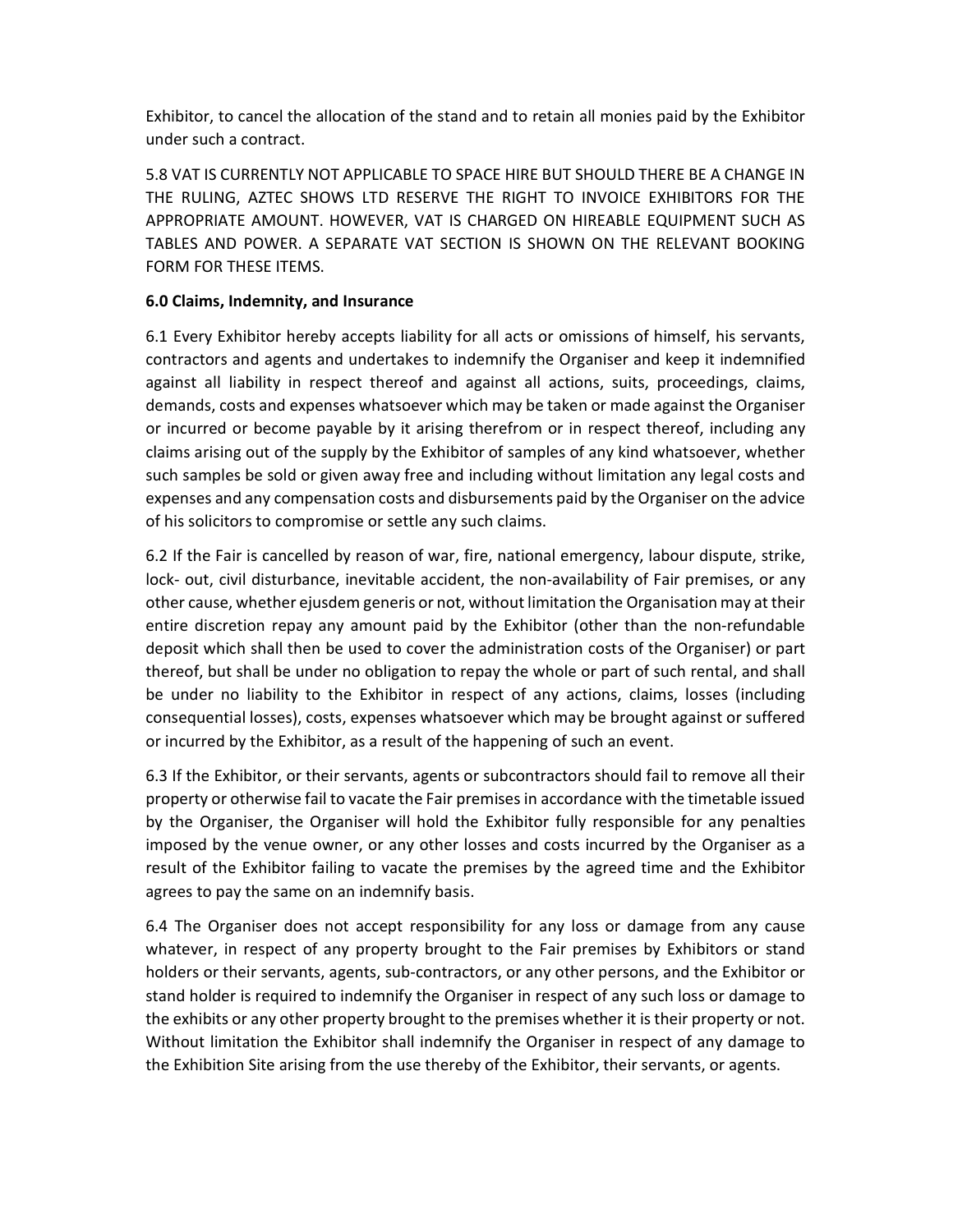Exhibitor, to cancel the allocation of the stand and to retain all monies paid by the Exhibitor under such a contract.

5.8 VAT IS CURRENTLY NOT APPLICABLE TO SPACE HIRE BUT SHOULD THERE BE A CHANGE IN THE RULING, AZTEC SHOWS LTD RESERVE THE RIGHT TO INVOICE EXHIBITORS FOR THE APPROPRIATE AMOUNT. HOWEVER, VAT IS CHARGED ON HIREABLE EQUIPMENT SUCH AS TABLES AND POWER. A SEPARATE VAT SECTION IS SHOWN ON THE RELEVANT BOOKING FORM FOR THESE ITEMS.

**6.0 Claims, Indemnity, and Insurance**

6.1 Every Exhibitor hereby accepts liability for all acts or omissions of himself, his servants, contractors and agents and undertakes to indemnify the Organiser and keep it indemnified against all liability in respect thereof and against all actions, suits, proceedings, claims, demands, costs and expenses whatsoever which may be taken or made against the Organiser or incurred or become payable by it arising therefrom or in respect thereof, including any claims arising out of the supply by the Exhibitor of samples of any kind whatsoever, whether such samples be sold or given away free and including without limitation any legal costs and expenses and any compensation costs and disbursements paid by the Organiser on the advice of his solicitors to compromise or settle any such claims.

6.2 If the Fair is cancelled by reason of war, fire, national emergency, labour dispute, strike, lock- out, civil disturbance, inevitable accident, the non-availability of Fair premises, or any other cause, whether ejusdem generis or not, without limitation the Organisation may at their entire discretion repay any amount paid by the Exhibitor (other than the non-refundable deposit which shall then be used to cover the administration costs of the Organiser) or part thereof, but shall be under no obligation to repay the whole or part of such rental, and shall be under no liability to the Exhibitor in respect of any actions, claims, losses (including consequential losses), costs, expenses whatsoever which may be brought against or suffered or incurred by the Exhibitor, as a result of the happening of such an event.

6.3 If the Exhibitor, or their servants, agents or subcontractors should fail to remove all their property or otherwise fail to vacate the Fair premises in accordance with the timetable issued by the Organiser, the Organiser will hold the Exhibitor fully responsible for any penalties imposed by the venue owner, or any other losses and costs incurred by the Organiser as a result of the Exhibitor failing to vacate the premises by the agreed time and the Exhibitor agrees to pay the same on an indemnify basis.

6.4 The Organiser does not accept responsibility for any loss or damage from any cause whatever, in respect of any property brought to the Fair premises by Exhibitors or stand holders or their servants, agents, sub-contractors, or any other persons, and the Exhibitor or stand holder is required to indemnify the Organiser in respect of any such loss or damage to the exhibits or any other property brought to the premises whether it is their property or not. Without limitation the Exhibitor shall indemnify the Organiser in respect of any damage to the Exhibition Site arising from the use thereby of the Exhibitor, their servants, or agents.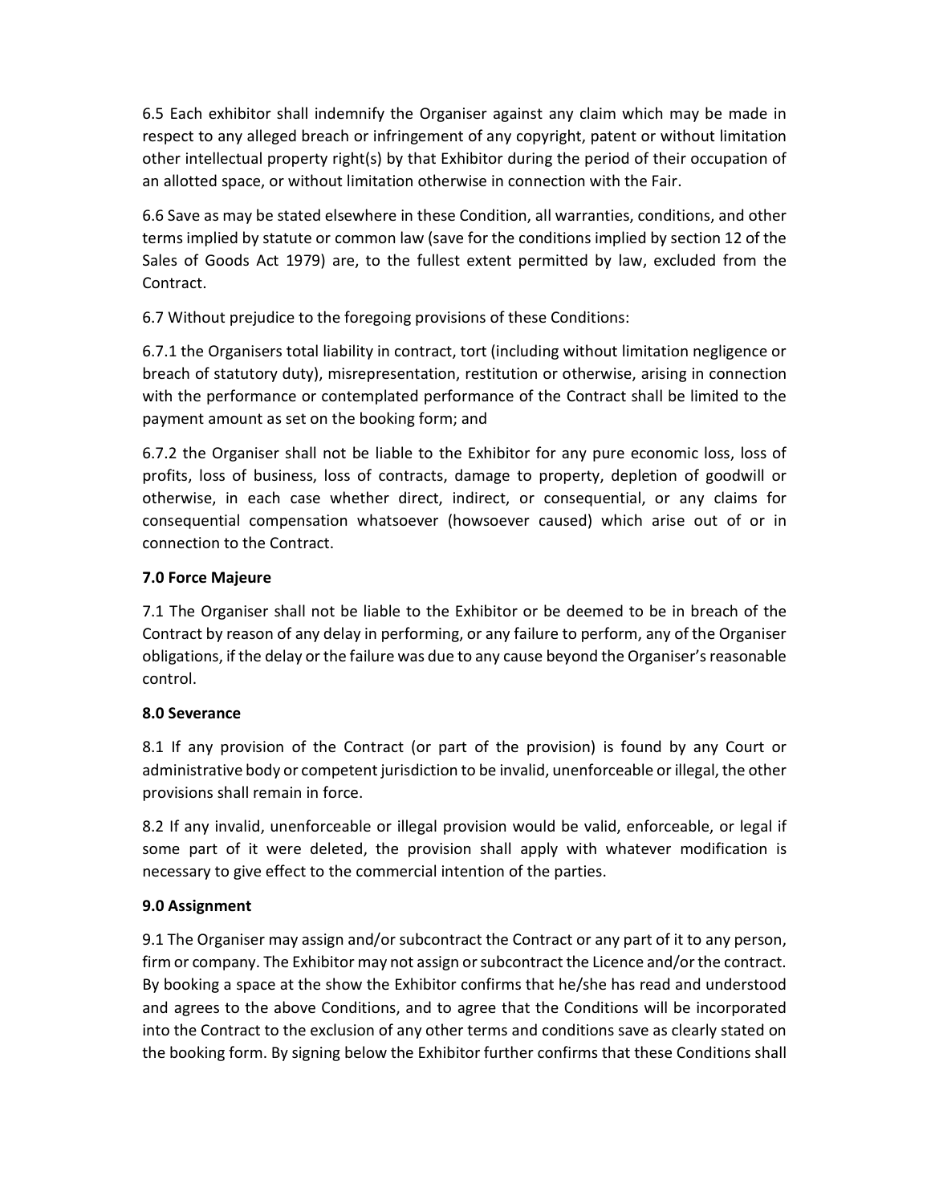6.5 Each exhibitor shall indemnify the Organiser against any claim which may be made in respect to any alleged breach or infringement of any copyright, patent or without limitation other intellectual property right(s) by that Exhibitor during the period of their occupation of an allotted space, or without limitation otherwise in connection with the Fair.

6.6 Save as may be stated elsewhere in these Condition, all warranties, conditions, and other terms implied by statute or common law (save for the conditions implied by section 12 of the Sales of Goods Act 1979) are, to the fullest extent permitted by law, excluded from the Contract.

6.7 Without prejudice to the foregoing provisions of these Conditions:

6.7.1 the Organisers total liability in contract, tort (including without limitation negligence or breach of statutory duty), misrepresentation, restitution or otherwise, arising in connection with the performance or contemplated performance of the Contract shall be limited to the payment amount as set on the booking form; and

6.7.2 the Organiser shall not be liable to the Exhibitor for any pure economic loss, loss of profits, loss of business, loss of contracts, damage to property, depletion of goodwill or otherwise, in each case whether direct, indirect, or consequential, or any claims for consequential compensation whatsoever (howsoever caused) which arise out of or in connection to the Contract.

**7.0 Force Majeure**

7.1 The Organiser shall not be liable to the Exhibitor or be deemed to be in breach of the Contract by reason of any delay in performing, or any failure to perform, any of the Organiser obligations, if the delay or the failure was due to any cause beyond the Organiser's reasonable control.

**8.0 Severance**

8.1 If any provision of the Contract (or part of the provision) is found by any Court or administrative body or competent jurisdiction to be invalid, unenforceable or illegal, the other provisions shall remain in force.

8.2 If any invalid, unenforceable or illegal provision would be valid, enforceable, or legal if some part of it were deleted, the provision shall apply with whatever modification is necessary to give effect to the commercial intention of the parties.

**9.0 Assignment**

9.1 The Organiser may assign and/or subcontract the Contract or any part of it to any person, firm or company. The Exhibitor may not assign or subcontract the Licence and/or the contract. By booking a space at the show the Exhibitor confirms that he/she has read and understood and agrees to the above Conditions, and to agree that the Conditions will be incorporated into the Contract to the exclusion of any other terms and conditions save as clearly stated on the booking form. By signing below the Exhibitor further confirms that these Conditions shall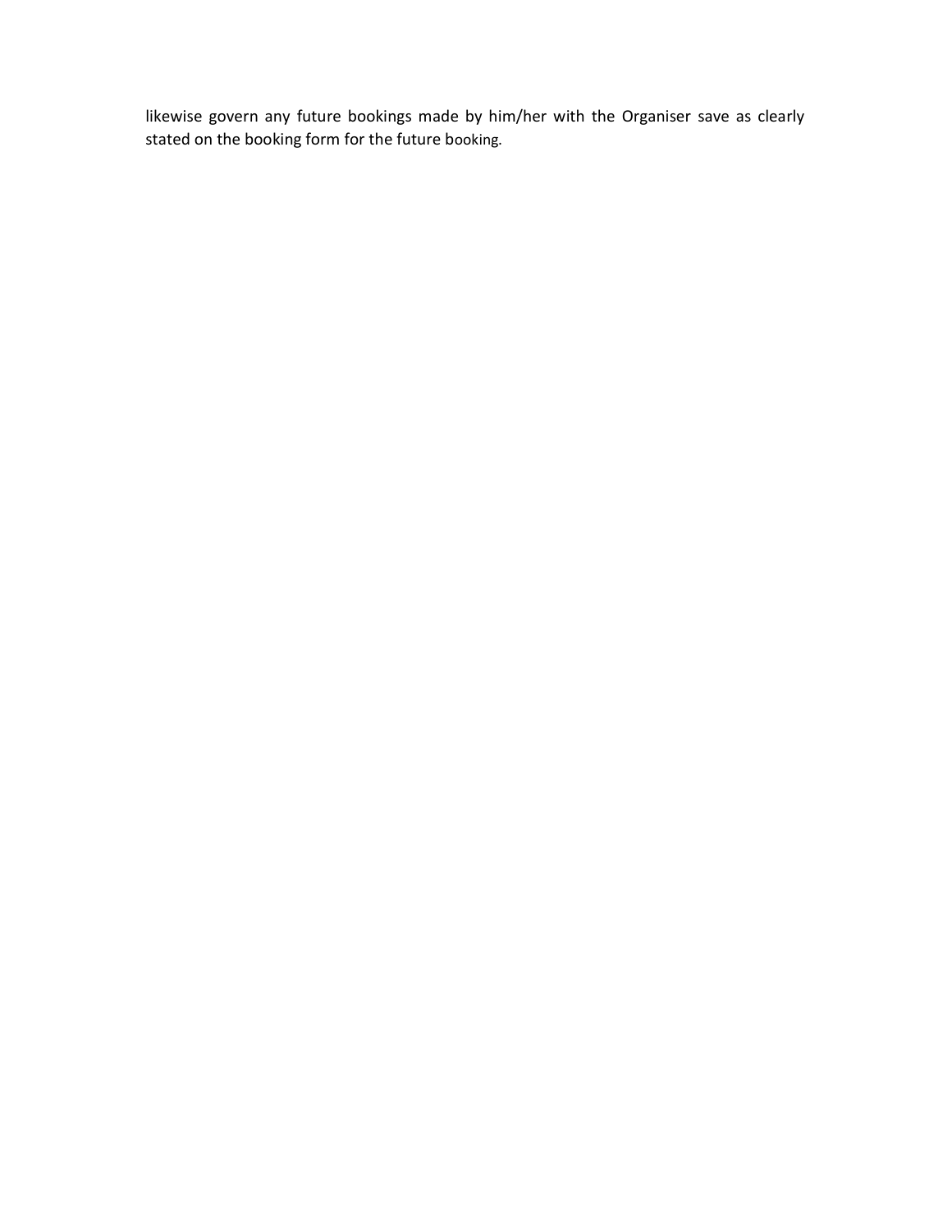likewise govern any future bookings made by him/her with the Organiser save as clearly stated on the booking form for the future booking.